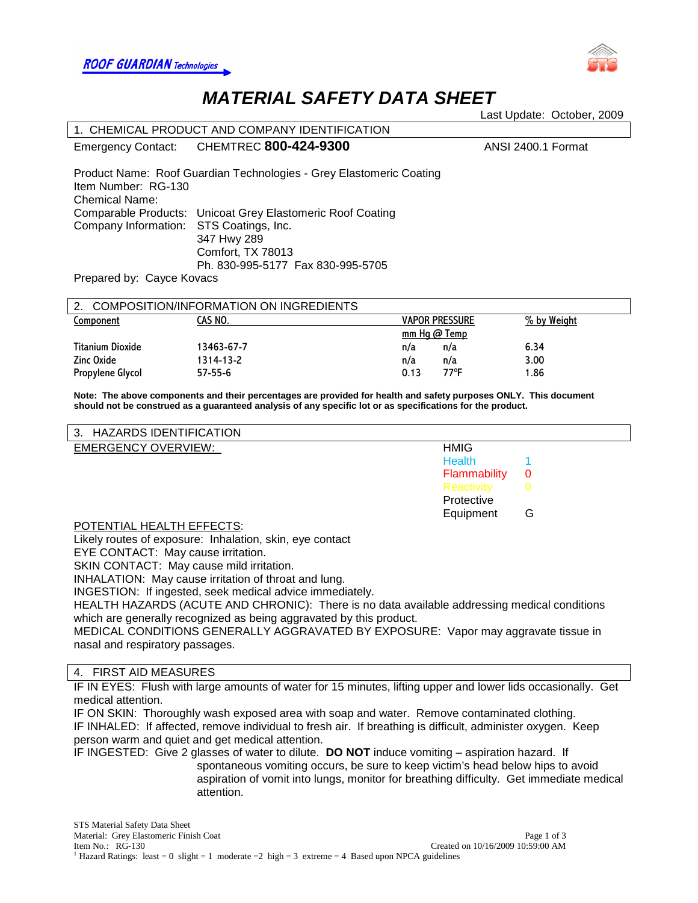ROOF GUARDIAN Technologies

STS

# MATERIAL SAFETY DATA SHEET

Last Update: October, 2009

## 1. CHEMICAL PRODUCT AND COMPANY IDENTIFICATION

Emergency Contact: CHEMTREC **800-424-9300** ANSI 2400.1 Format

Product Name: Roof Guardian Technologies - Grey Elastomeric Coating
Item Number: RG-130
Chemical Name:
Comparable Products: Unicoat Grey Elastomeric Roof Coating
Company Information: STS Coatings, Inc.
347 Hwy 289
Comfort, TX 78013
Ph. 830-995-5177 Fax 830-995-5705

Prepared by: Cayce Kovacs

## 2. COMPOSITION/INFORMATION ON INGREDIENTS

| Component | CAS NO. | VAPOR PRESSURE mm Hg | @ Temp | % by Weight |
|---|---|---|---|---|
| Titanium Dioxide | 13463-67-7 | n/a | n/a | 6.34 |
| Zinc Oxide | 1314-13-2 | n/a | n/a | 3.00 |
| Propylene Glycol | 57-55-6 | 0.13 | 77°F | 1.86 |

**Note: The above components and their percentages are provided for health and safety purposes ONLY. This document should not be construed as a guaranteed analysis of any specific lot or as specifications for the product.**

## 3. HAZARDS IDENTIFICATION

EMERGENCY OVERVIEW:

| HMIG | |
|---|---|
| Health | 1 |
| Flammability | 0 |
| Reactivity | 0 |
| Protective Equipment | G |

POTENTIAL HEALTH EFFECTS:

Likely routes of exposure: Inhalation, skin, eye contact
EYE CONTACT: May cause irritation.
SKIN CONTACT: May cause mild irritation.
INHALATION: May cause irritation of throat and lung.
INGESTION: If ingested, seek medical advice immediately.
HEALTH HAZARDS (ACUTE AND CHRONIC): There is no data available addressing medical conditions which are generally recognized as being aggravated by this product.
MEDICAL CONDITIONS GENERALLY AGGRAVATED BY EXPOSURE: Vapor may aggravate tissue in nasal and respiratory passages.

## 4. FIRST AID MEASURES

IF IN EYES: Flush with large amounts of water for 15 minutes, lifting upper and lower lids occasionally. Get medical attention.
IF ON SKIN: Thoroughly wash exposed area with soap and water. Remove contaminated clothing.
IF INHALED: If affected, remove individual to fresh air. If breathing is difficult, administer oxygen. Keep person warm and quiet and get medical attention.
IF INGESTED: Give 2 glasses of water to dilute. **DO NOT** induce vomiting – aspiration hazard. If spontaneous vomiting occurs, be sure to keep victim's head below hips to avoid aspiration of vomit into lungs, monitor for breathing difficulty. Get immediate medical attention.

[1] Hazard Ratings: least = 0 slight = 1 moderate =2 high = 3 extreme = 4 Based upon NPCA guidelines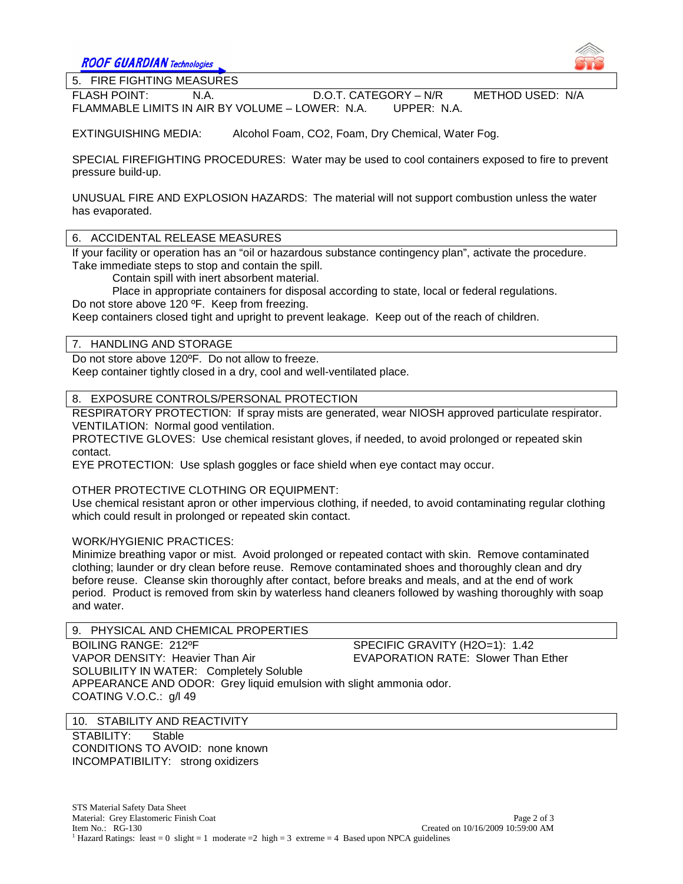## 5. FIRE FIGHTING MEASURES

FLASH POINT: N.A. D.O.T. CATEGORY – N/R METHOD USED: N/A

FLAMMABLE LIMITS IN AIR BY VOLUME – LOWER: N.A. UPPER: N.A.

EXTINGUISHING MEDIA: Alcohol Foam, CO2, Foam, Dry Chemical, Water Fog.

SPECIAL FIREFIGHTING PROCEDURES: Water may be used to cool containers exposed to fire to prevent pressure build-up.

UNUSUAL FIRE AND EXPLOSION HAZARDS: The material will not support combustion unless the water has evaporated.

## 6. ACCIDENTAL RELEASE MEASURES

If your facility or operation has an "oil or hazardous substance contingency plan", activate the procedure. Take immediate steps to stop and contain the spill.

Contain spill with inert absorbent material.

Place in appropriate containers for disposal according to state, local or federal regulations.

Do not store above 120 ºF. Keep from freezing.

Keep containers closed tight and upright to prevent leakage. Keep out of the reach of children.

## 7. HANDLING AND STORAGE

Do not store above 120ºF. Do not allow to freeze.

Keep container tightly closed in a dry, cool and well-ventilated place.

## 8. EXPOSURE CONTROLS/PERSONAL PROTECTION

RESPIRATORY PROTECTION: If spray mists are generated, wear NIOSH approved particulate respirator.

VENTILATION: Normal good ventilation.

PROTECTIVE GLOVES: Use chemical resistant gloves, if needed, to avoid prolonged or repeated skin contact.

EYE PROTECTION: Use splash goggles or face shield when eye contact may occur.

OTHER PROTECTIVE CLOTHING OR EQUIPMENT:

Use chemical resistant apron or other impervious clothing, if needed, to avoid contaminating regular clothing which could result in prolonged or repeated skin contact.

WORK/HYGIENIC PRACTICES:

Minimize breathing vapor or mist. Avoid prolonged or repeated contact with skin. Remove contaminated clothing; launder or dry clean before reuse. Remove contaminated shoes and thoroughly clean and dry before reuse. Cleanse skin thoroughly after contact, before breaks and meals, and at the end of work period. Product is removed from skin by waterless hand cleaners followed by washing thoroughly with soap and water.

## 9. PHYSICAL AND CHEMICAL PROPERTIES

BOILING RANGE: 212ºF

SPECIFIC GRAVITY (H2O=1): 1.42

VAPOR DENSITY: Heavier Than Air

EVAPORATION RATE: Slower Than Ether

SOLUBILITY IN WATER: Completely Soluble

APPEARANCE AND ODOR: Grey liquid emulsion with slight ammonia odor.

COATING V.O.C.: g/l 49

## 10. STABILITY AND REACTIVITY

STABILITY: Stable

CONDITIONS TO AVOID: none known

INCOMPATIBILITY: strong oxidizers

STS Material Safety Data Sheet
Material: Grey Elastomeric Finish Coat
Item No.: RG-130
Created on 10/16/2009 10:59:00 AM

[1] Hazard Ratings: least = 0 slight = 1 moderate =2 high = 3 extreme = 4 Based upon NPCA guidelines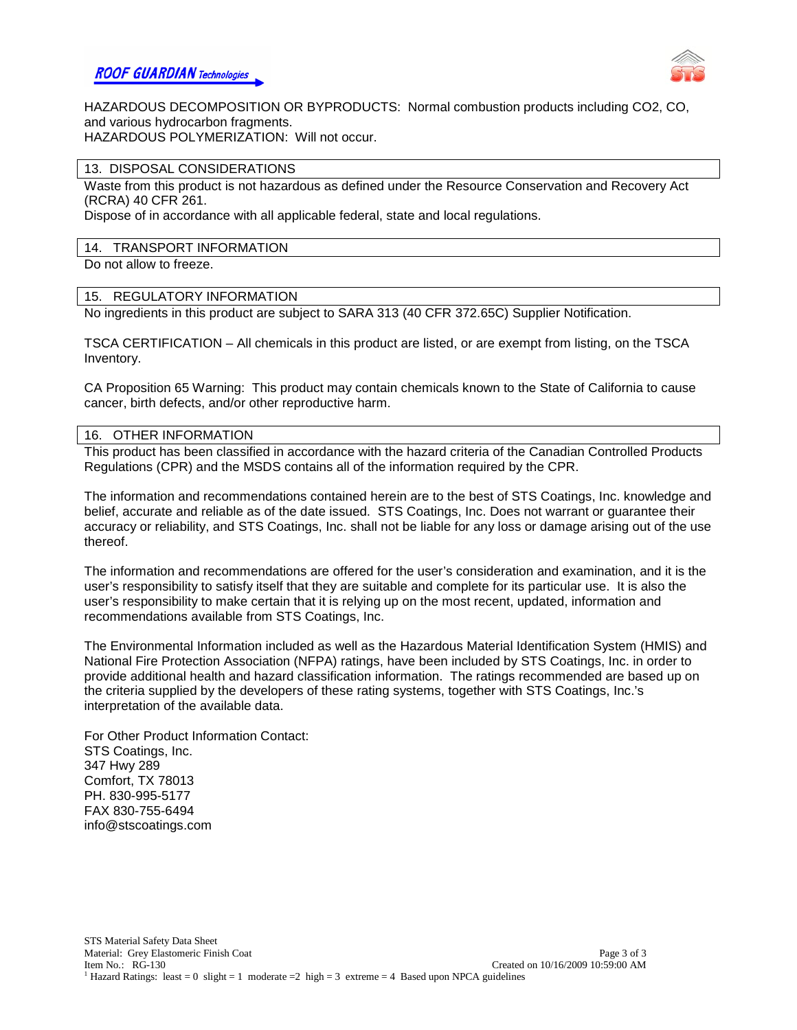HAZARDOUS DECOMPOSITION OR BYPRODUCTS: Normal combustion products including $CO_2$, CO, and various hydrocarbon fragments.
HAZARDOUS POLYMERIZATION: Will not occur.

## 13. DISPOSAL CONSIDERATIONS

Waste from this product is not hazardous as defined under the Resource Conservation and Recovery Act (RCRA) 40 CFR 261.
Dispose of in accordance with all applicable federal, state and local regulations.

## 14. TRANSPORT INFORMATION

Do not allow to freeze.

## 15. REGULATORY INFORMATION

No ingredients in this product are subject to SARA 313 (40 CFR 372.65C) Supplier Notification.

TSCA CERTIFICATION – All chemicals in this product are listed, or are exempt from listing, on the TSCA Inventory.

CA Proposition 65 Warning: This product may contain chemicals known to the State of California to cause cancer, birth defects, and/or other reproductive harm.

## 16. OTHER INFORMATION

This product has been classified in accordance with the hazard criteria of the Canadian Controlled Products Regulations (CPR) and the MSDS contains all of the information required by the CPR.

The information and recommendations contained herein are to the best of STS Coatings, Inc. knowledge and belief, accurate and reliable as of the date issued. STS Coatings, Inc. Does not warrant or guarantee their accuracy or reliability, and STS Coatings, Inc. shall not be liable for any loss or damage arising out of the use thereof.

The information and recommendations are offered for the user's consideration and examination, and it is the user's responsibility to satisfy itself that they are suitable and complete for its particular use. It is also the user's responsibility to make certain that it is relying up on the most recent, updated, information and recommendations available from STS Coatings, Inc.

The Environmental Information included as well as the Hazardous Material Identification System (HMIS) and National Fire Protection Association (NFPA) ratings, have been included by STS Coatings, Inc. in order to provide additional health and hazard classification information. The ratings recommended are based up on the criteria supplied by the developers of these rating systems, together with STS Coatings, Inc.'s interpretation of the available data.

For Other Product Information Contact:
STS Coatings, Inc.
347 Hwy 289
Comfort, TX 78013
PH. 830-995-5177
FAX 830-755-6494
info@stscoatings.com

STS Material Safety Data Sheet
Material: Grey Elastomeric Finish Coat
Item No.: RG-130
Created on 10/16/2009 10:59:00 AM

[1] Hazard Ratings: least = 0 slight = 1 moderate =2 high = 3 extreme = 4 Based upon NPCA guidelines